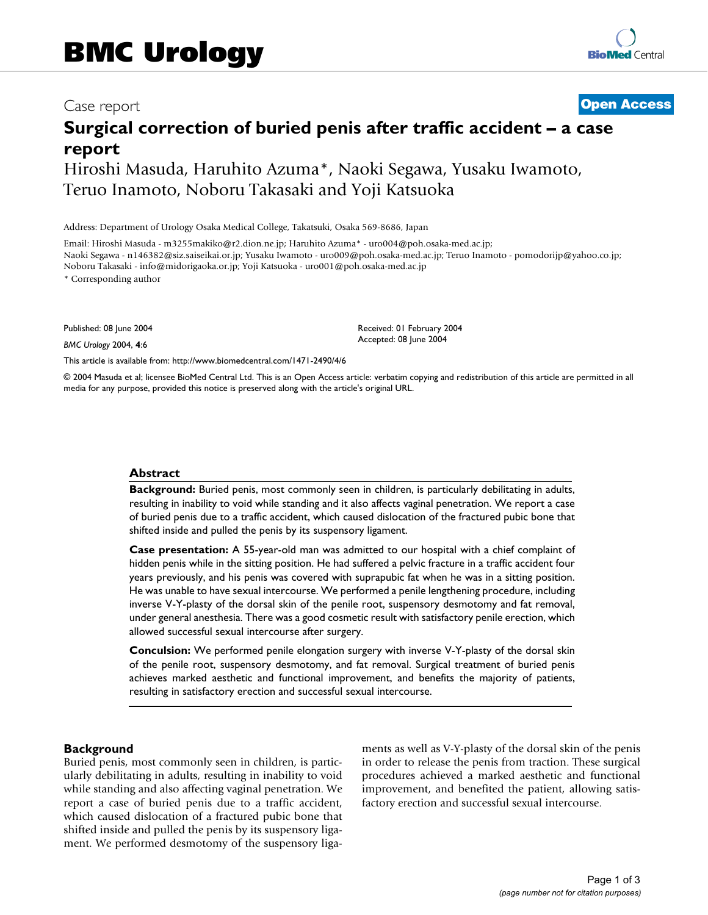# BMC Urology

Case report

**Open Access**

# Surgical correction of buried penis after traffic accident – a case report

Hiroshi Masuda, Haruhito Azuma*, Naoki Segawa, Yusaku Iwamoto, Teruo Inamoto, Noboru Takasaki and Yoji Katsuoka

Address: Department of Urology Osaka Medical College, Takatsuki, Osaka 569-8686, Japan

Email: Hiroshi Masuda - m3255makiko@r2.dion.ne.jp; Haruhito Azuma* - uro004@poh.osaka-med.ac.jp; Naoki Segawa - n146382@siz.saiseikai.or.jp; Yusaku Iwamoto - uro009@poh.osaka-med.ac.jp; Teruo Inamoto - pomodorijp@yahoo.co.jp; Noboru Takasaki - info@midorigaoka.or.jp; Yoji Katsuoka - uro001@poh.osaka-med.ac.jp

* Corresponding author

Published: 08 June 2004

*BMC Urology* 2004, **4**:6

Received: 01 February 2004
Accepted: 08 June 2004

This article is available from: http://www.biomedcentral.com/1471-2490/4/6

© 2004 Masuda et al; licensee BioMed Central Ltd. This is an Open Access article: verbatim copying and redistribution of this article are permitted in all media for any purpose, provided this notice is preserved along with the article's original URL.

## Abstract

**Background:** Buried penis, most commonly seen in children, is particularly debilitating in adults, resulting in inability to void while standing and it also affects vaginal penetration. We report a case of buried penis due to a traffic accident, which caused dislocation of the fractured pubic bone that shifted inside and pulled the penis by its suspensory ligament.

**Case presentation:** A 55-year-old man was admitted to our hospital with a chief complaint of hidden penis while in the sitting position. He had suffered a pelvic fracture in a traffic accident four years previously, and his penis was covered with suprapubic fat when he was in a sitting position. He was unable to have sexual intercourse. We performed a penile lengthening procedure, including inverse V-Y-plasty of the dorsal skin of the penile root, suspensory desmotomy and fat removal, under general anesthesia. There was a good cosmetic result with satisfactory penile erection, which allowed successful sexual intercourse after surgery.

**Conculsion:** We performed penile elongation surgery with inverse V-Y-plasty of the dorsal skin of the penile root, suspensory desmotomy, and fat removal. Surgical treatment of buried penis achieves marked aesthetic and functional improvement, and benefits the majority of patients, resulting in satisfactory erection and successful sexual intercourse.

## Background

Buried penis, most commonly seen in children, is particularly debilitating in adults, resulting in inability to void while standing and also affecting vaginal penetration. We report a case of buried penis due to a traffic accident, which caused dislocation of a fractured pubic bone that shifted inside and pulled the penis by its suspensory ligament. We performed desmotomy of the suspensory ligaments as well as V-Y-plasty of the dorsal skin of the penis in order to release the penis from traction. These surgical procedures achieved a marked aesthetic and functional improvement, and benefited the patient, allowing satisfactory erection and successful sexual intercourse.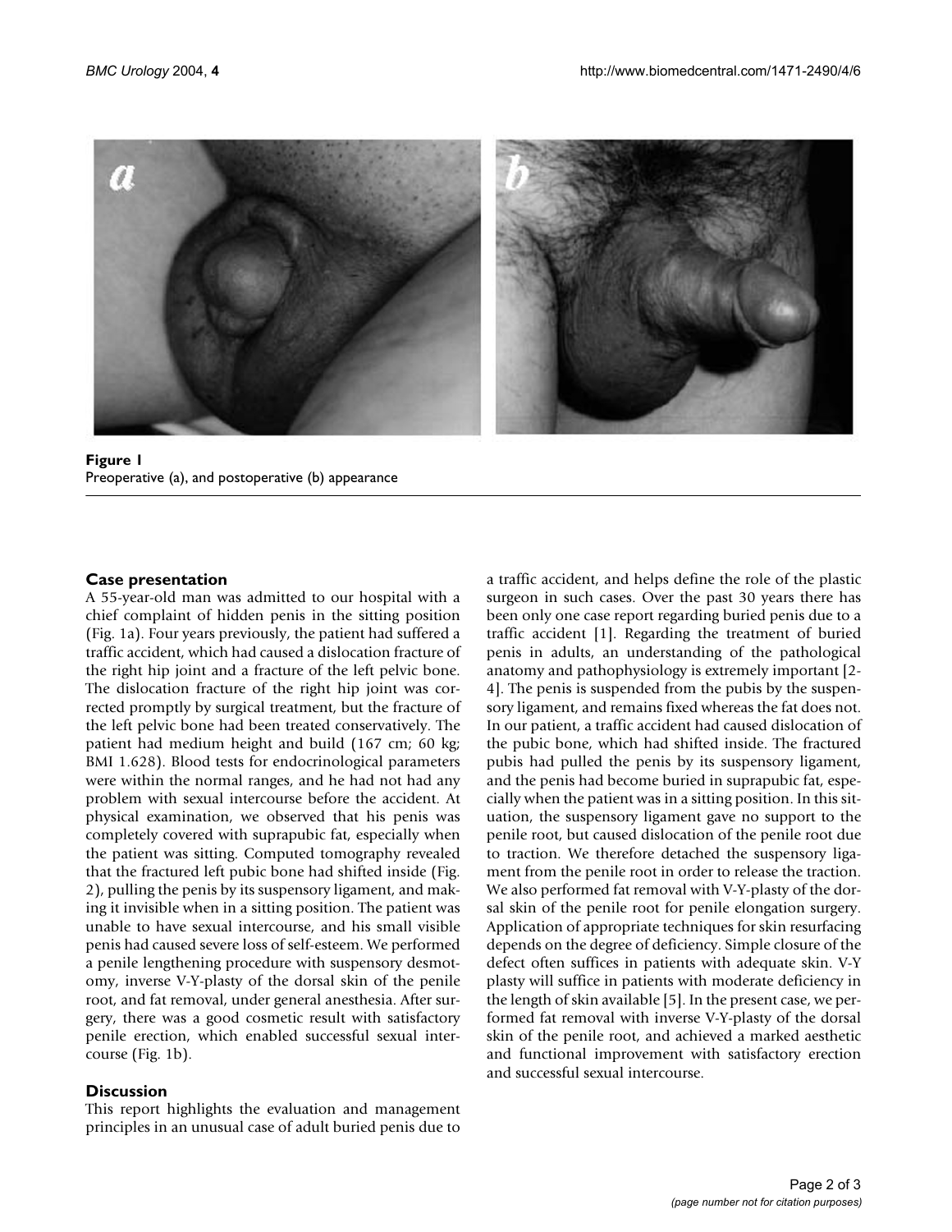**Figure 1**
Preoperative (a), and postoperative (b) appearance

## Case presentation

A 55-year-old man was admitted to our hospital with a chief complaint of hidden penis in the sitting position (Fig. 1a). Four years previously, the patient had suffered a traffic accident, which had caused a dislocation fracture of the right hip joint and a fracture of the left pelvic bone. The dislocation fracture of the right hip joint was corrected promptly by surgical treatment, but the fracture of the left pelvic bone had been treated conservatively. The patient had medium height and build (167 cm; 60 kg; BMI 1.628). Blood tests for endocrinological parameters were within the normal ranges, and he had not had any problem with sexual intercourse before the accident. At physical examination, we observed that his penis was completely covered with suprapubic fat, especially when the patient was sitting. Computed tomography revealed that the fractured left pubic bone had shifted inside (Fig. 2), pulling the penis by its suspensory ligament, and making it invisible when in a sitting position. The patient was unable to have sexual intercourse, and his small visible penis had caused severe loss of self-esteem. We performed a penile lengthening procedure with suspensory desmotomy, inverse V-Y-plasty of the dorsal skin of the penile root, and fat removal, under general anesthesia. After surgery, there was a good cosmetic result with satisfactory penile erection, which enabled successful sexual intercourse (Fig. 1b).

## Discussion

This report highlights the evaluation and management principles in an unusual case of adult buried penis due to a traffic accident, and helps define the role of the plastic surgeon in such cases. Over the past 30 years there has been only one case report regarding buried penis due to a traffic accident [1]. Regarding the treatment of buried penis in adults, an understanding of the pathological anatomy and pathophysiology is extremely important [2-4]. The penis is suspended from the pubis by the suspensory ligament, and remains fixed whereas the fat does not. In our patient, a traffic accident had caused dislocation of the pubic bone, which had shifted inside. The fractured pubis had pulled the penis by its suspensory ligament, and the penis had become buried in suprapubic fat, especially when the patient was in a sitting position. In this situation, the suspensory ligament gave no support to the penile root, but caused dislocation of the penile root due to traction. We therefore detached the suspensory ligament from the penile root in order to release the traction. We also performed fat removal with V-Y-plasty of the dorsal skin of the penile root for penile elongation surgery. Application of appropriate techniques for skin resurfacing depends on the degree of deficiency. Simple closure of the defect often suffices in patients with adequate skin. V-Y plasty will suffice in patients with moderate deficiency in the length of skin available [5]. In the present case, we performed fat removal with inverse V-Y-plasty of the dorsal skin of the penile root, and achieved a marked aesthetic and functional improvement with satisfactory erection and successful sexual intercourse.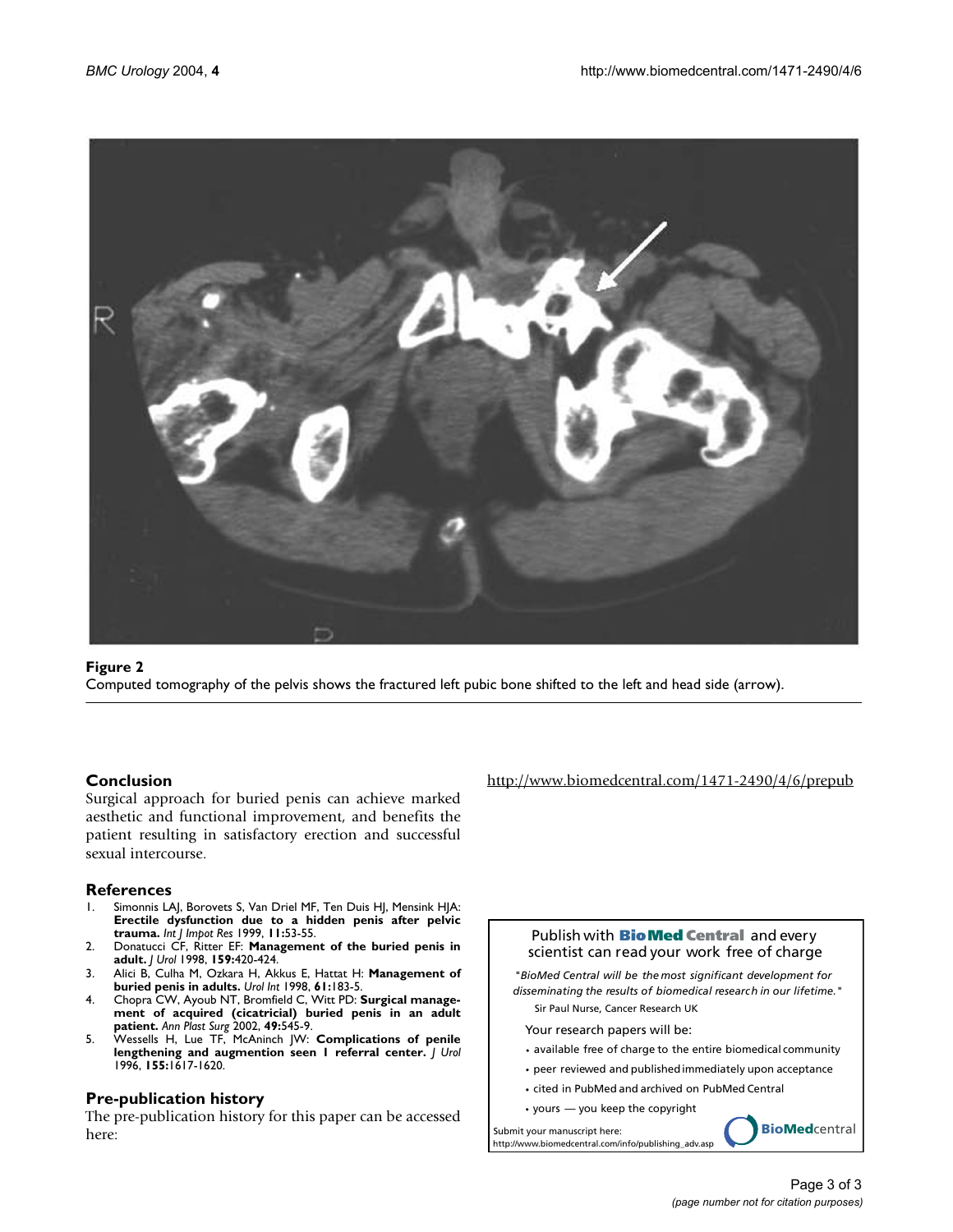**Figure 2**
Computed tomography of the pelvis shows the fractured left pubic bone shifted to the left and head side (arrow).

## Conclusion

Surgical approach for buried penis can achieve marked aesthetic and functional improvement, and benefits the patient resulting in satisfactory erection and successful sexual intercourse.

## References

1. Simonnis LAJ, Borovets S, Van Driel MF, Ten Duis HJ, Mensink HJA: **Erectile dysfunction due to a hidden penis after pelvic trauma.** *Int J Impot Res* 1999, **11:**53-55.
2. Donatucci CF, Ritter EF: **Management of the buried penis in adult.** *J Urol* 1998, **159:**420-424.
3. Alici B, Culha M, Ozkara H, Akkus E, Hattat H: **Management of buried penis in adults.** *Urol Int* 1998, **61:**183-5.
4. Chopra CW, Ayoub NT, Bromfield C, Witt PD: **Surgical management of acquired (cicatricial) buried penis in an adult patient.** *Ann Plast Surg* 2002, **49:**545-9.
5. Wessells H, Lue TF, McAninch JW: **Complications of penile lengthening and augmentation seen 1 referral center.** *J Urol* 1996, **155:**1617-1620.

## Pre-publication history

The pre-publication history for this paper can be accessed here:

http://www.biomedcentral.com/1471-2490/4/6/prepub